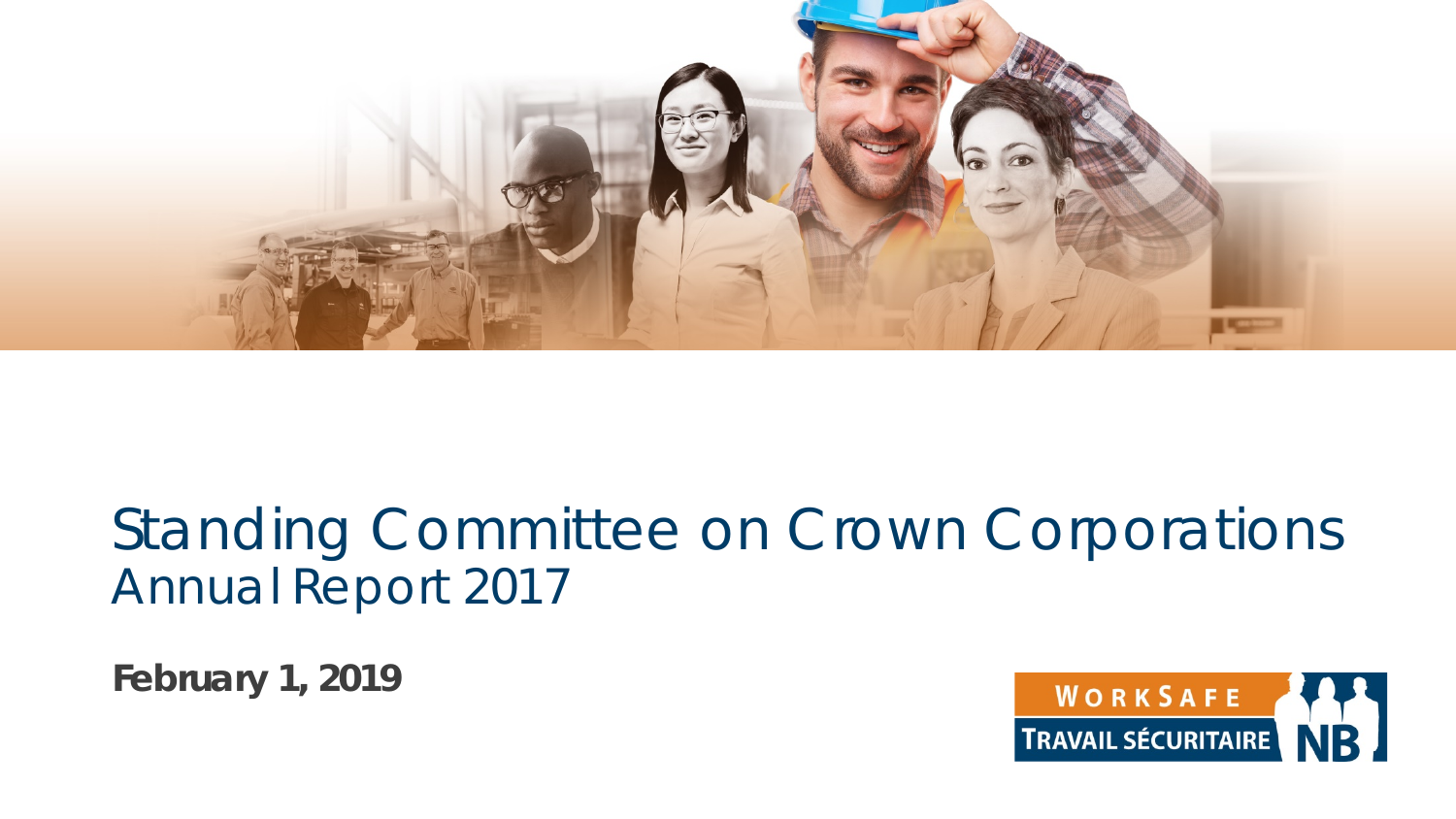# Standing Committee on Crown Corporations

## Annual Report 2017

**February 1, 2019**

WORKSAFE
TRAVAIL SÉCURITAIRE NB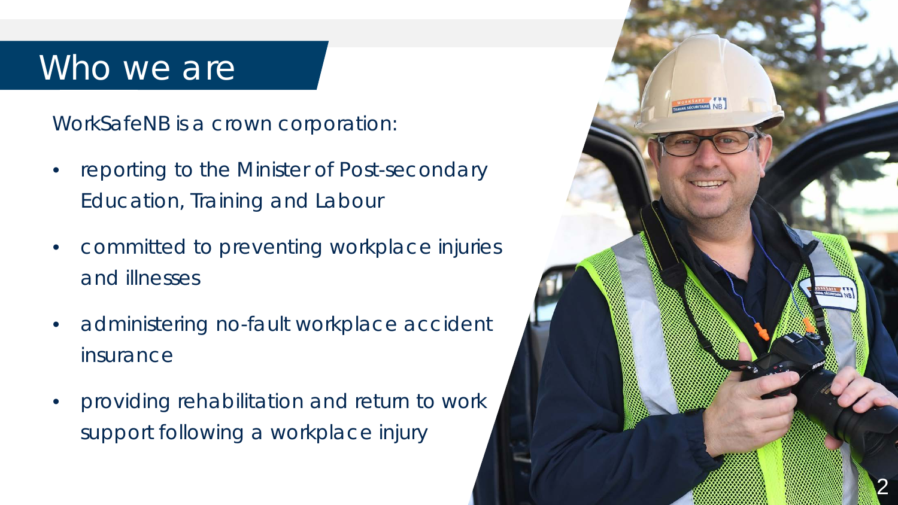# Who we are

WorkSafeNB is a crown corporation:

- reporting to the Minister of Post-secondary Education, Training and Labour
- committed to preventing workplace injuries and illnesses
- administering no-fault workplace accident insurance
- providing rehabilitation and return to work support following a workplace injury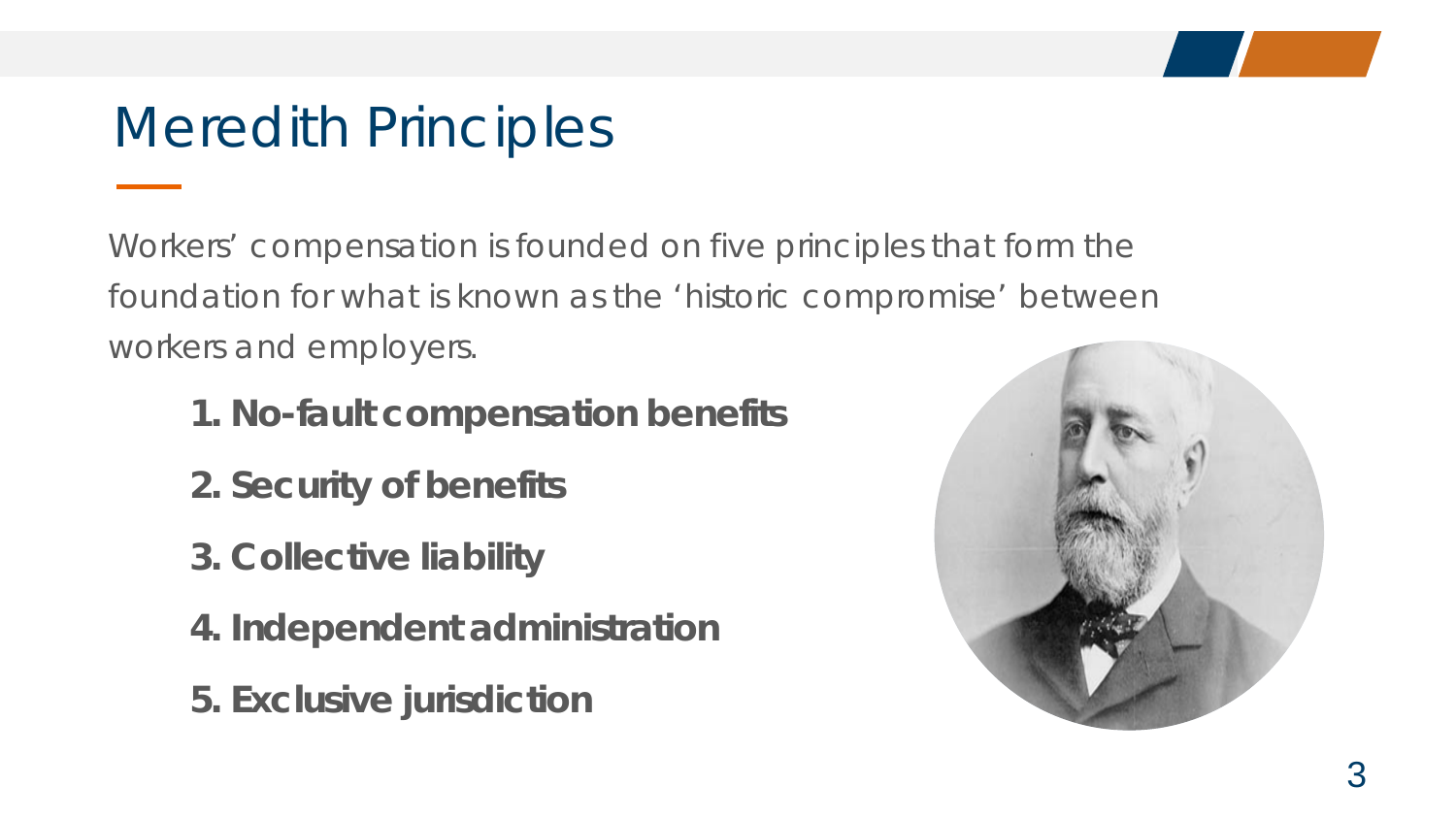# Meredith Principles

Workers' compensation is founded on five principles that form the foundation for what is known as the 'historic compromise' between workers and employers.

1. **No-fault compensation benefits**
2. **Security of benefits**
3. **Collective liability**
4. **Independent administration**
5. **Exclusive jurisdiction**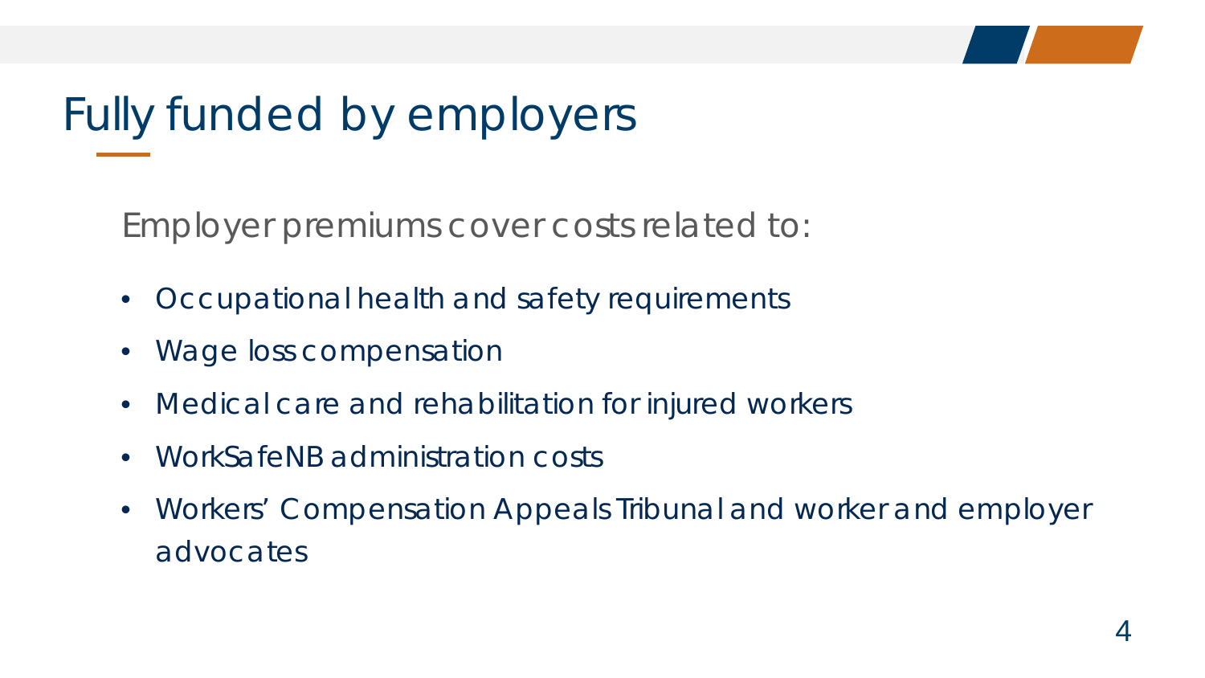# Fully funded by employers

Employer premiums cover costs related to:

- Occupational health and safety requirements
- Wage loss compensation
- Medical care and rehabilitation for injured workers
- WorkSafeNB administration costs
- Workers' Compensation Appeals Tribunal and worker and employer advocates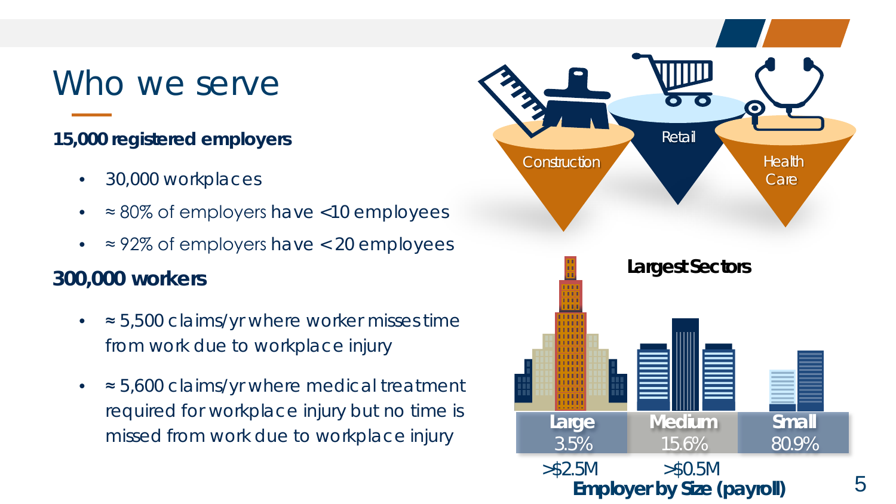# Who we serve

**15,000 registered employers**

- 30,000 workplaces
- ≈ 80% of employers have <10 employees
- ≈ 92% of employers have < 20 employees

**300,000 workers**

- ≈ 5,500 claims/yr where worker misses time from work due to workplace injury
- ≈ 5,600 claims/yr where medical treatment required for workplace injury but no time is missed from work due to workplace injury

Construction | Retail | Health Care

**Largest Sectors**

| Large | Medium | Small |
|---|---|---|
| 3.5% | 15.6% | 80.9% |
| >$2.5M | >$0.5M | |

**Employer by Size (payroll)**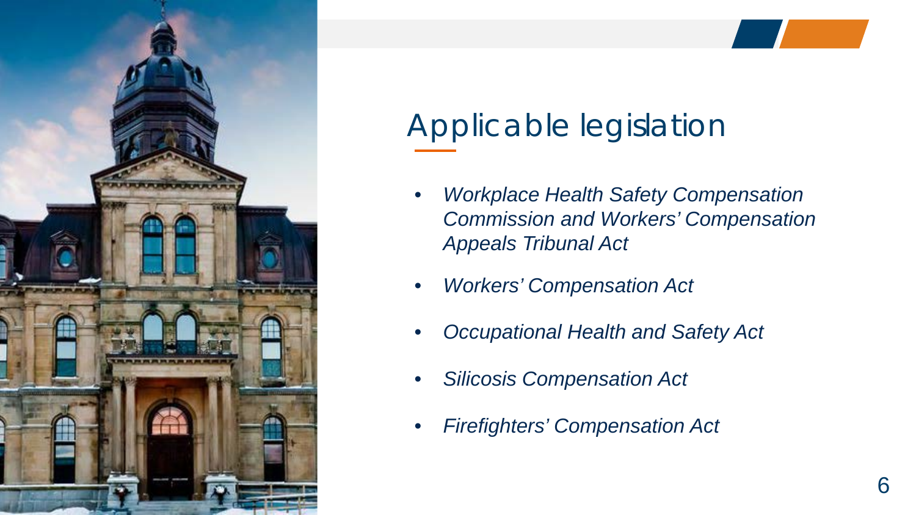# Applicable legislation

- *Workplace Health Safety Compensation Commission and Workers' Compensation Appeals Tribunal Act*
- *Workers' Compensation Act*
- *Occupational Health and Safety Act*
- *Silicosis Compensation Act*
- *Firefighters' Compensation Act*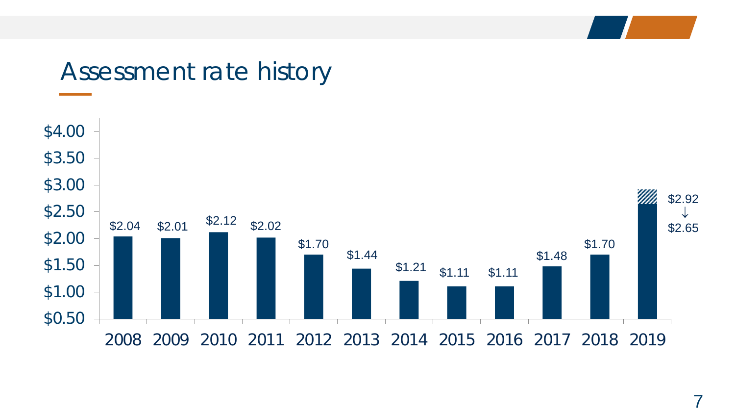# Assessment rate history

| Year | Assessment rate |
| --- | --- |
| 2008 | $2.04 |
| 2009 | $2.01 |
| 2010 | $2.12 |
| 2011 | $2.02 |
| 2012 | $1.70 |
| 2013 | $1.44 |
| 2014 | $1.21 |
| 2015 | $1.11 |
| 2016 | $1.11 |
| 2017 | $1.48 |
| 2018 | $1.70 |
| 2019 | $2.92 ↓ $2.65 |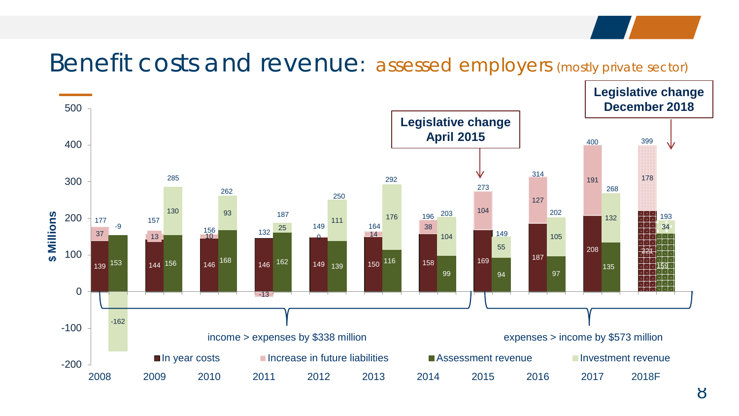# Benefit costs and revenue: assessed employers (mostly private sector)

| Year | In year costs | Increase in future liabilities | Total costs | Assessment revenue | Investment revenue | Total revenue |
|---|---|---|---|---|---|---|
| 2008 | 139 | 37 | 177 | 153 | -162 | -9 |
| 2009 | 144 | 13 | 157 | 156 | 130 | 285 |
| 2010 | 146 | 10 | 156 | 168 | 93 | 262 |
| 2011 | 146 | -13 | 132 | 162 | 25 | 187 |
| 2012 | 149 | 0 | 149 | 139 | 111 | 250 |
| 2013 | 150 | 14 | 164 | 116 | 176 | 292 |
| 2014 | 158 | 38 | 196 | 99 | 104 | 203 |
| 2015 | 169 | 104 | 273 | 94 | 55 | 149 |
| 2016 | 187 | 127 | 314 | 97 | 105 | 202 |
| 2017 | 208 | 191 | 400 | 135 | 132 | 268 |
| 2018F | 221 | 178 | 399 | 159 | 34 | 193 |

$ Millions

Legislative change April 2015

Legislative change December 2018

2008–2014: income > expenses by $338 million

2015–2018F: expenses > income by $573 million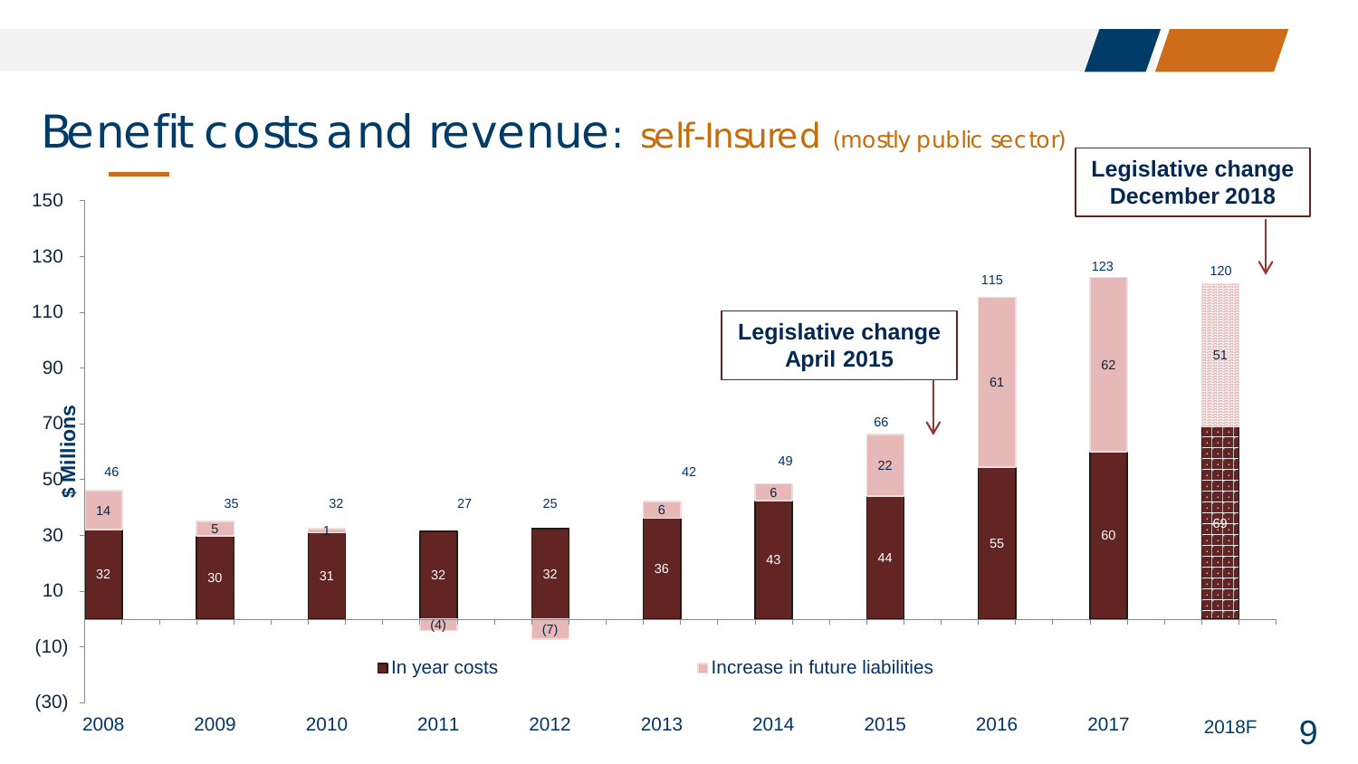# Benefit costs and revenue: self-Insured (mostly public sector)

**Legislative change April 2015**

**Legislative change December 2018**

$ Millions

| Year | In year costs | Increase in future liabilities | Total |
|---|---|---|---|
| 2008 | 32 | 14 | 46 |
| 2009 | 30 | 5 | 35 |
| 2010 | 31 | 1 | 32 |
| 2011 | 32 | (4) | 27 |
| 2012 | 32 | (7) | 25 |
| 2013 | 36 | 6 | 42 |
| 2014 | 43 | 6 | 49 |
| 2015 | 44 | 22 | 66 |
| 2016 | 55 | 61 | 115 |
| 2017 | 60 | 62 | 123 |
| 2018F | 69 | 51 | 120 |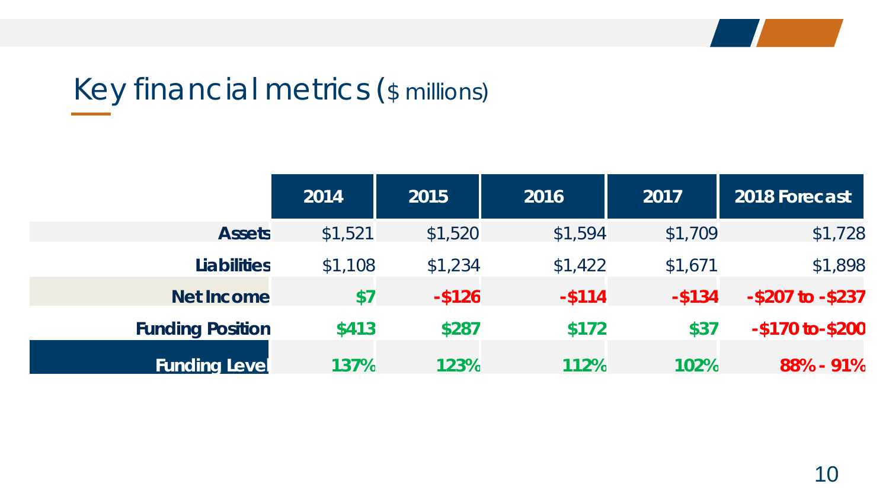# Key financial metrics ($ millions)

| | 2014 | 2015 | 2016 | 2017 | 2018 Forecast |
|---|---|---|---|---|---|
| **Assets** | $1,521 | $1,520 | $1,594 | $1,709 | $1,728 |
| **Liabilities** | $1,108 | $1,234 | $1,422 | $1,671 | $1,898 |
| **Net Income** | **$7** | **-$126** | **-$114** | **-$134** | **-$207 to -$237** |
| **Funding Position** | **$413** | **$287** | **$172** | **$37** | **-$170 to -$200** |
| **Funding Level** | **137%** | **123%** | **112%** | **102%** | **88% - 91%** |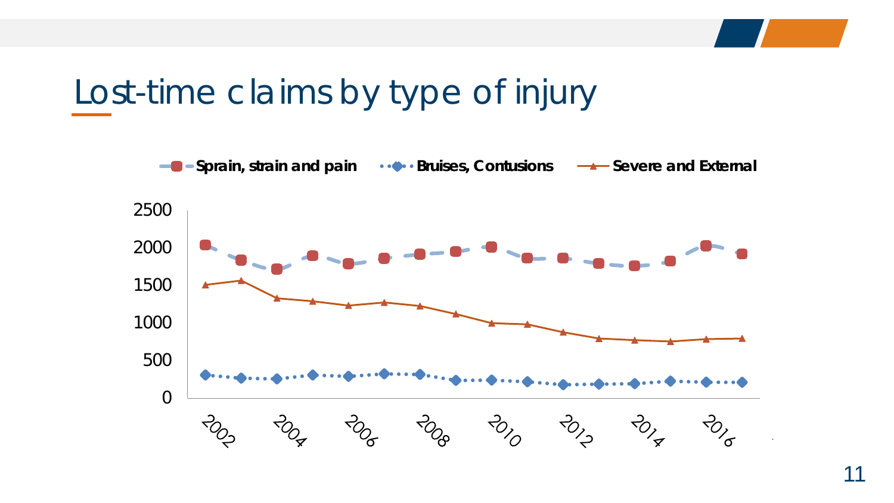# Lost-time claims by type of injury

Sprain, strain and pain | Bruises, Contusions | Severe and External

2500
2000
1500
1000
500
0

2002 2004 2006 2008 2010 2012 2014 2016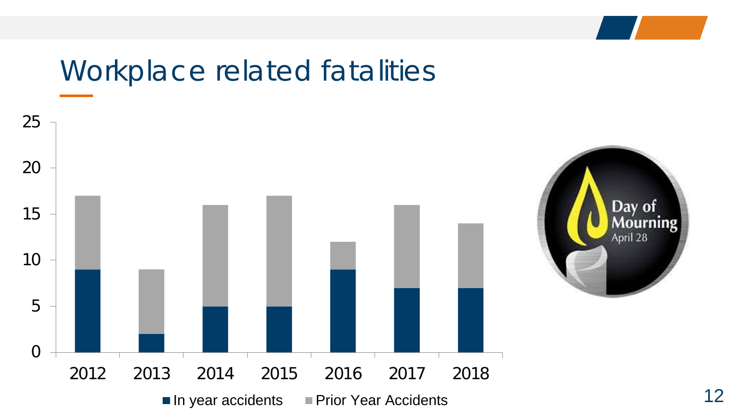# Workplace related fatalities

| Year | In year accidents | Prior Year Accidents |
| --- | --- | --- |
| 2012 | 9 | 8 |
| 2013 | 2 | 7 |
| 2014 | 5 | 11 |
| 2015 | 5 | 12 |
| 2016 | 9 | 3 |
| 2017 | 7 | 9 |
| 2018 | 7 | 7 |

Day of Mourning
April 28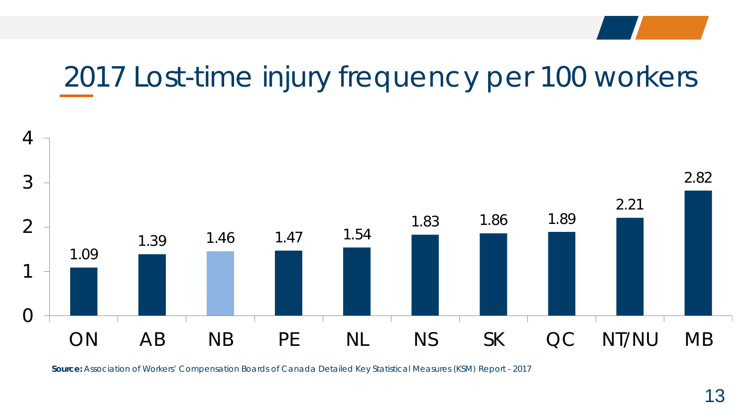# 2017 Lost-time injury frequency per 100 workers

| ON | AB | NB | PE | NL | NS | SK | QC | NT/NU | MB |
|---|---|---|---|---|---|---|---|---|---|
| 1.09 | 1.39 | 1.46 | 1.47 | 1.54 | 1.83 | 1.86 | 1.89 | 2.21 | 2.82 |

**Source:** *Association of Workers' Compensation Boards of Canada Detailed Key Statistical Measures (KSM) Report - 2017*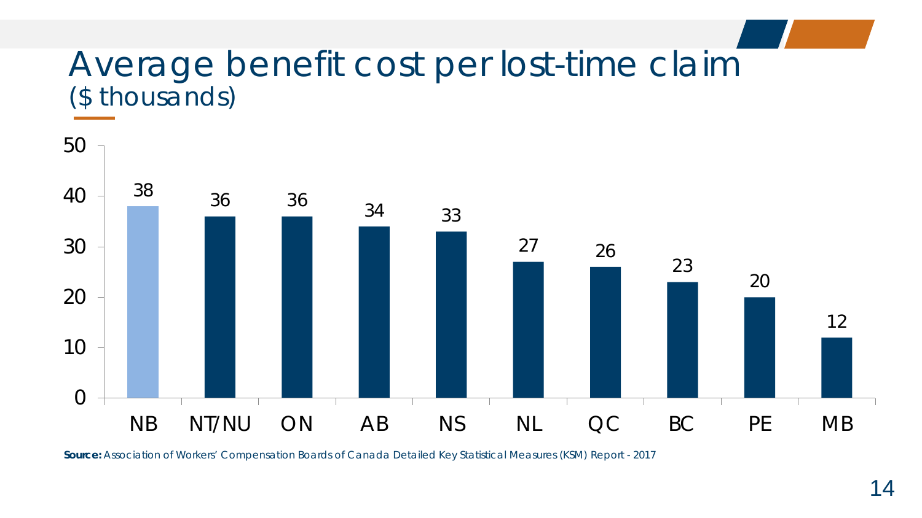# Average benefit cost per lost-time claim
## ($ thousands)

| Jurisdiction | Average benefit cost ($ thousands) |
|---|---|
| NB | 38 |
| NT/NU | 36 |
| ON | 36 |
| AB | 34 |
| NS | 33 |
| NL | 27 |
| QC | 26 |
| BC | 23 |
| PE | 20 |
| MB | 12 |

**Source:** *Association of Workers' Compensation Boards of Canada Detailed Key Statistical Measures (KSM) Report - 2017*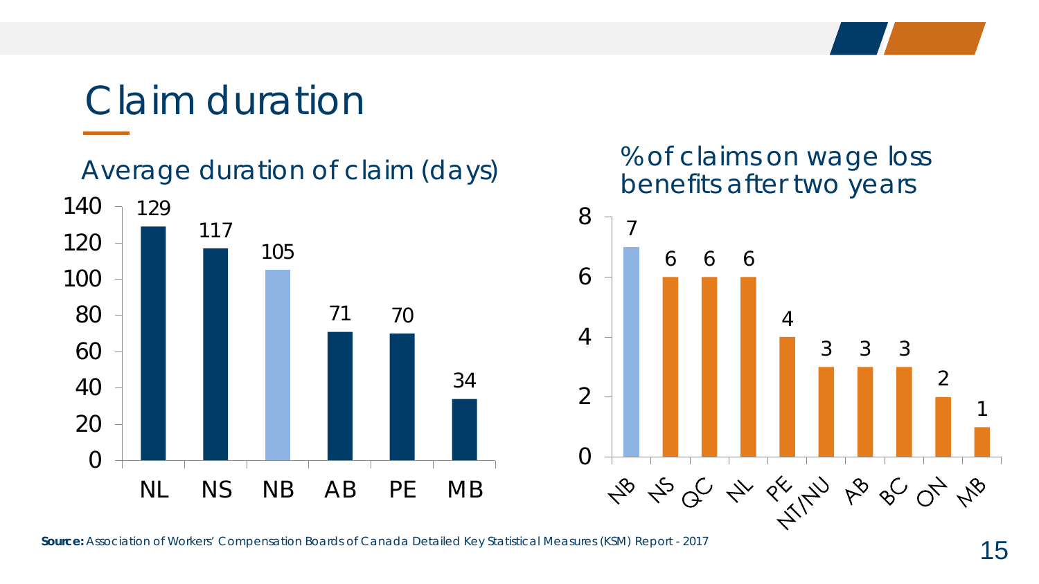# Claim duration

## Average duration of claim (days)

| Province | Days |
|---|---|
| NL | 129 |
| NS | 117 |
| NB | 105 |
| AB | 71 |
| PE | 70 |
| MB | 34 |

## % of claims on wage loss benefits after two years

| Jurisdiction | % |
|---|---|
| NB | 7 |
| NS | 6 |
| QC | 6 |
| NL | 6 |
| PE | 4 |
| NT/NU | 3 |
| AB | 3 |
| BC | 3 |
| ON | 2 |
| MB | 1 |

**Source:** Association of Workers' Compensation Boards of Canada Detailed Key Statistical Measures (KSM) Report - 2017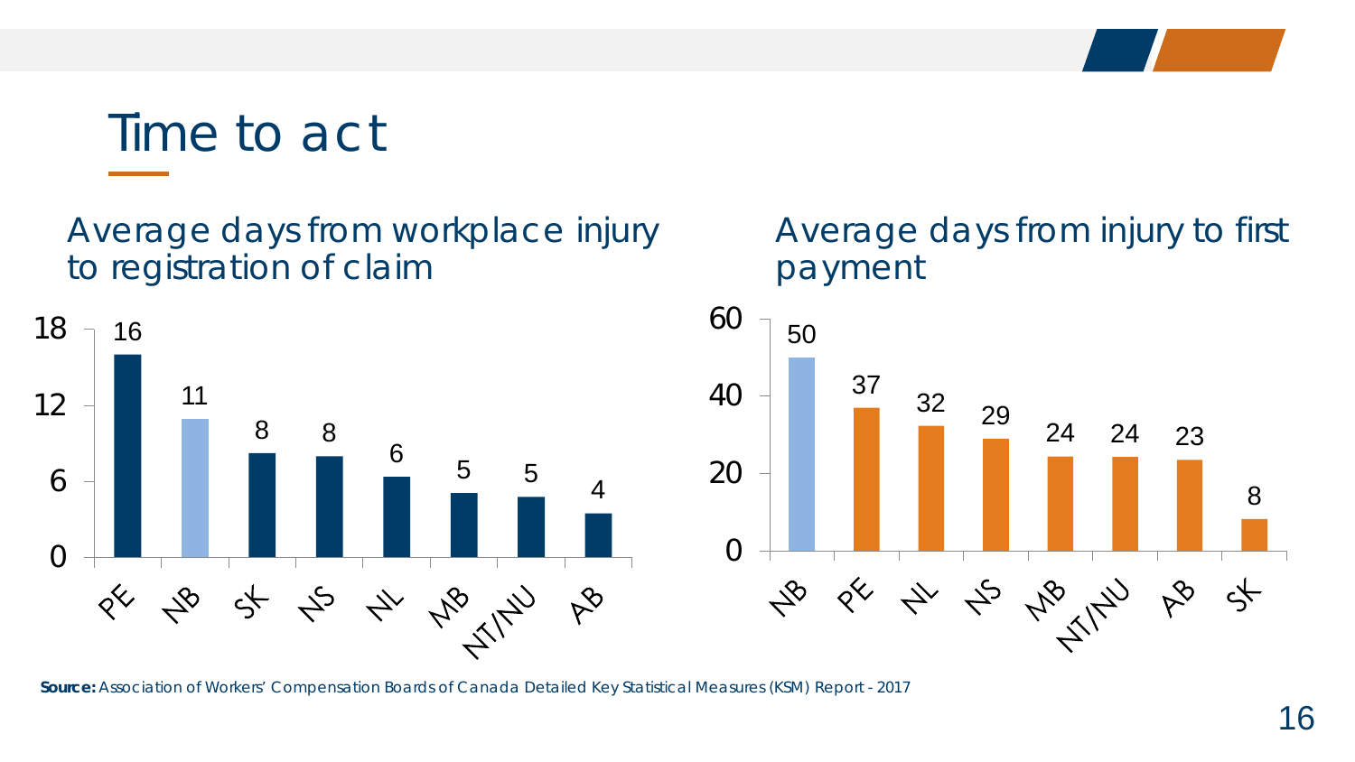# Time to act

## Average days from workplace injury to registration of claim

| Province/Territory | Days |
|---|---|
| PE | 16 |
| NB | 11 |
| SK | 8 |
| NS | 8 |
| NL | 6 |
| MB | 5 |
| NT/NU | 5 |
| AB | 4 |

## Average days from injury to first payment

| Province/Territory | Days |
|---|---|
| NB | 50 |
| PE | 37 |
| NL | 32 |
| NS | 29 |
| MB | 24 |
| NT/NU | 24 |
| AB | 23 |
| SK | 8 |

**Source:** Association of Workers' Compensation Boards of Canada Detailed Key Statistical Measures (KSM) Report - 2017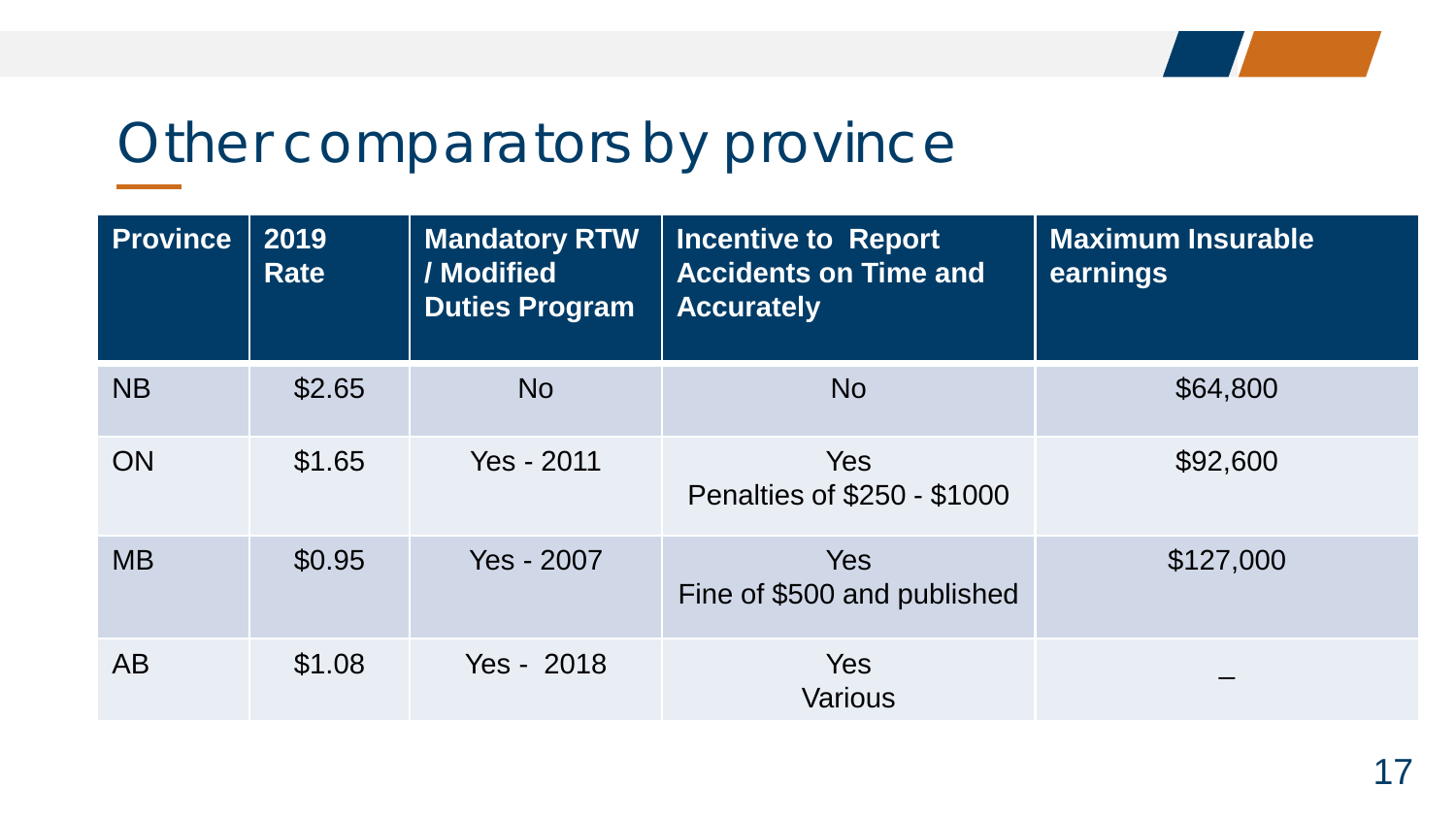# Other comparators by province

| Province | 2019 Rate | Mandatory RTW / Modified Duties Program | Incentive to Report Accidents on Time and Accurately | Maximum Insurable earnings |
|---|---|---|---|---|
| NB | $2.65 | No | No | $64,800 |
| ON | $1.65 | Yes - 2011 | Yes<br>Penalties of $250 - $1000 | $92,600 |
| MB | $0.95 | Yes - 2007 | Yes<br>Fine of $500 and published | $127,000 |
| AB | $1.08 | Yes - 2018 | Yes<br>Various | _ |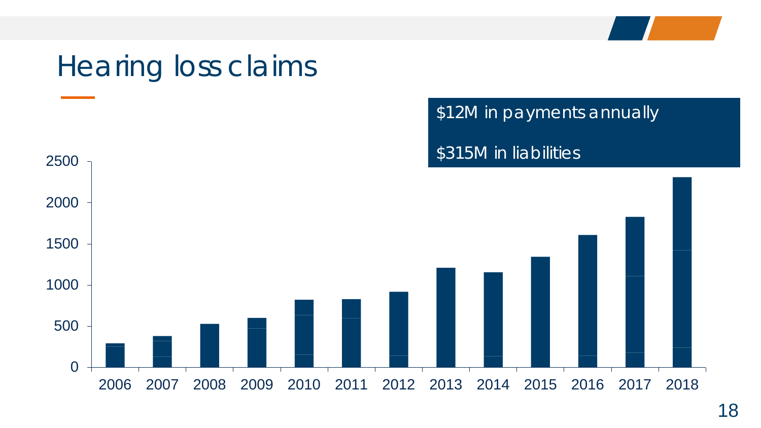# Hearing loss claims

$12M in payments annually

$315M in liabilities

| Year | Claims |
|---|---|
| 2006 | ~290 |
| 2007 | ~380 |
| 2008 | ~530 |
| 2009 | ~600 |
| 2010 | ~820 |
| 2011 | ~830 |
| 2012 | ~920 |
| 2013 | ~1210 |
| 2014 | ~1160 |
| 2015 | ~1340 |
| 2016 | ~1610 |
| 2017 | ~1820 |
| 2018 | ~2310 |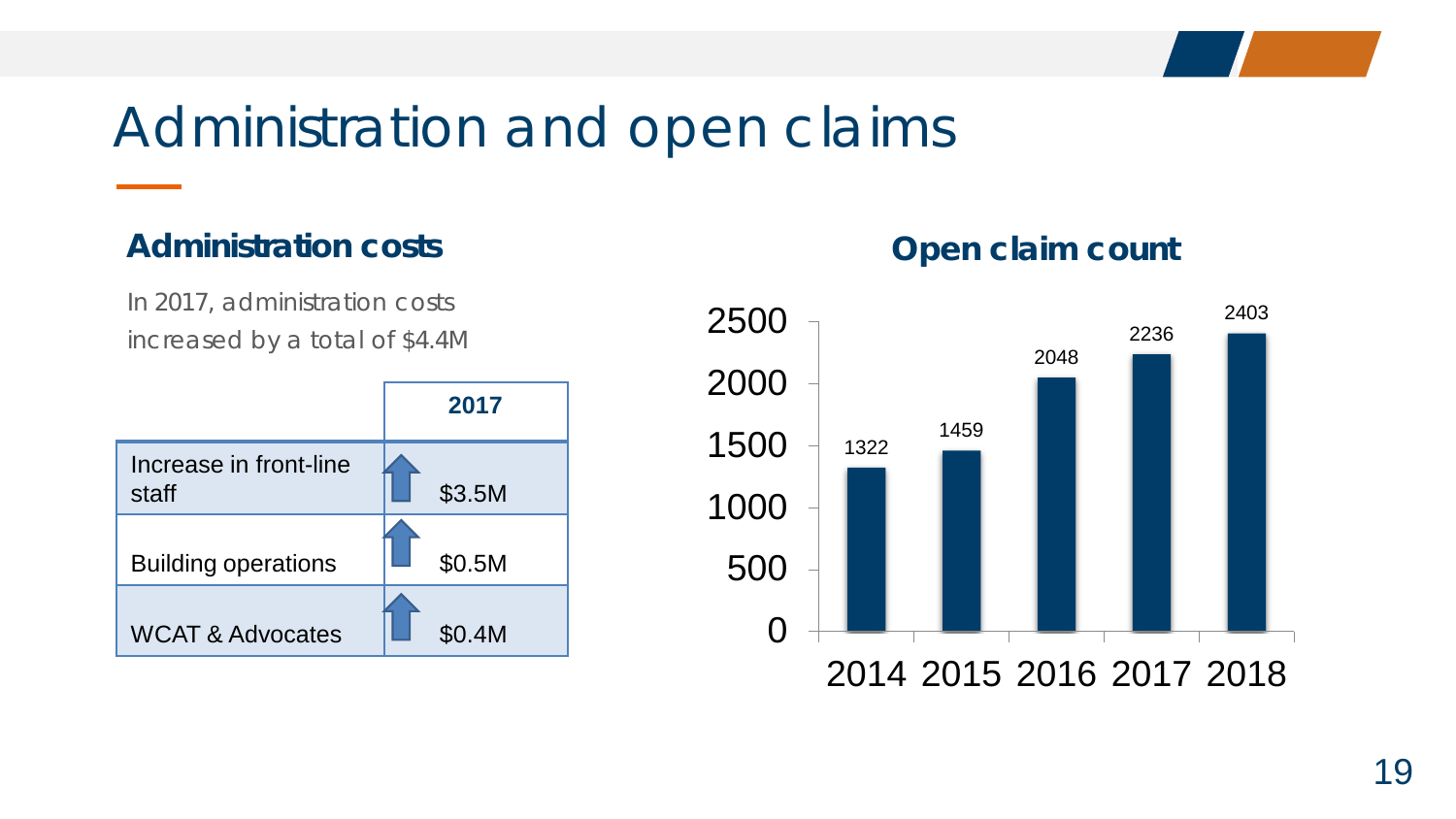# Administration and open claims

## Administration costs

In 2017, administration costs increased by a total of $4.4M

| | 2017 |
|---|---|
| Increase in front-line staff | ↑ $3.5M |
| Building operations | ↑ $0.5M |
| WCAT & Advocates | ↑ $0.4M |

## Open claim count

| Year | Open claims |
|---|---|
| 2014 | 1322 |
| 2015 | 1459 |
| 2016 | 2048 |
| 2017 | 2236 |
| 2018 | 2403 |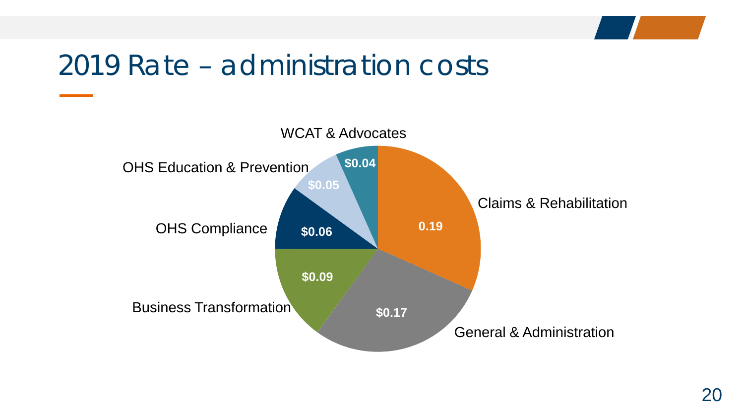# 2019 Rate – administration costs

| Category | Cost |
| --- | --- |
| Claims & Rehabilitation | 0.19 |
| General & Administration | $0.17 |
| Business Transformation | $0.09 |
| OHS Compliance | $0.06 |
| OHS Education & Prevention | $0.05 |
| WCAT & Advocates | $0.04 |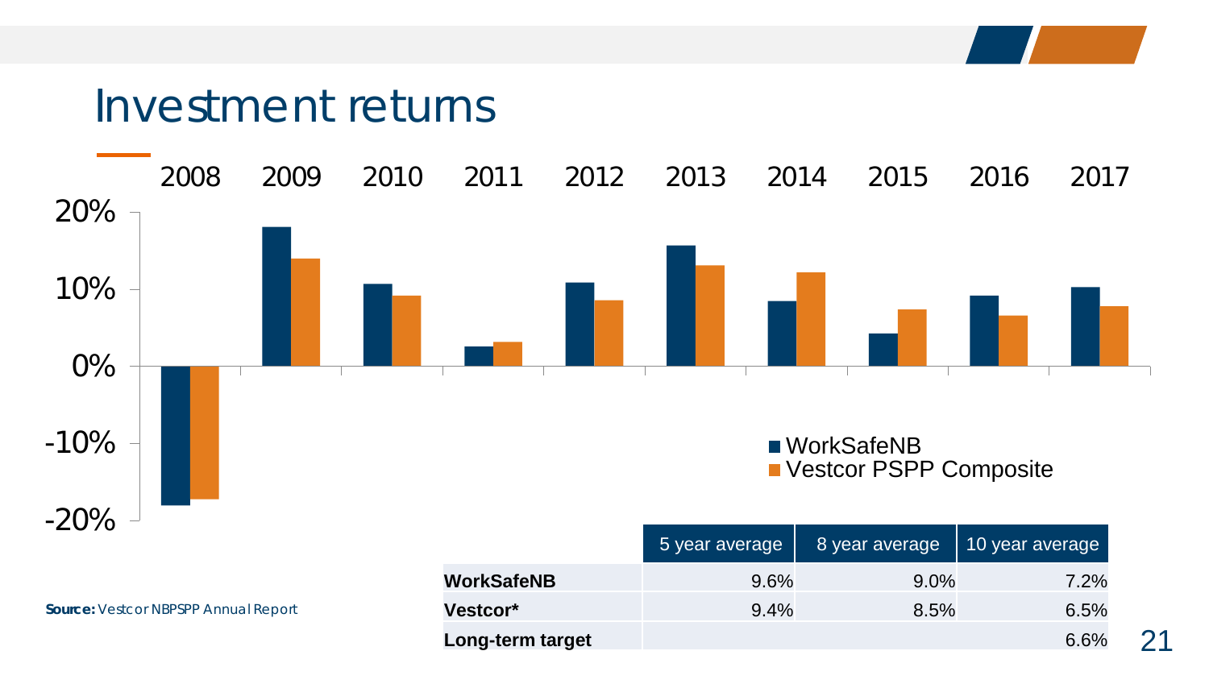# Investment returns

| | 5 year average | 8 year average | 10 year average |
|---|---|---|---|
| **WorkSafeNB** | 9.6% | 9.0% | 7.2% |
| **Vestcor*** | 9.4% | 8.5% | 6.5% |
| **Long-term target** | | | 6.6% |

**Source:** Vestcor NBPSPP Annual Report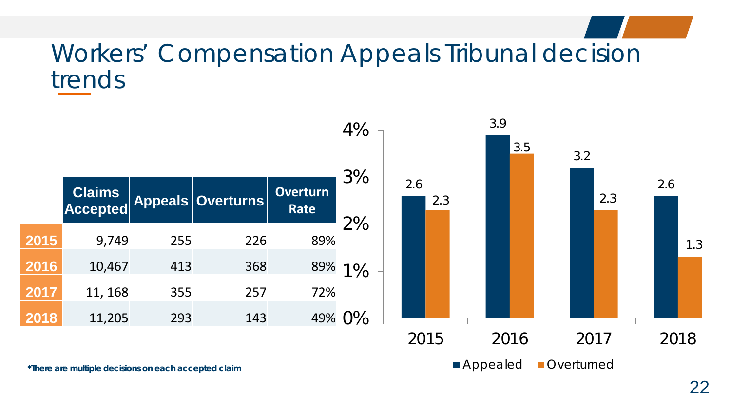# Workers' Compensation Appeals Tribunal decision trends

| | Claims Accepted | Appeals | Overturns | Overturn Rate |
|---|---|---|---|---|
| 2015 | 9,749 | 255 | 226 | 89% |
| 2016 | 10,467 | 413 | 368 | 89% |
| 2017 | 11, 168 | 355 | 257 | 72% |
| 2018 | 11,205 | 293 | 143 | 49% |

| | Appealed | Overturned |
|---|---|---|
| 2015 | 2.6 | 2.3 |
| 2016 | 3.9 | 3.5 |
| 2017 | 3.2 | 2.3 |
| 2018 | 2.6 | 1.3 |

***There are multiple decisions on each accepted claim**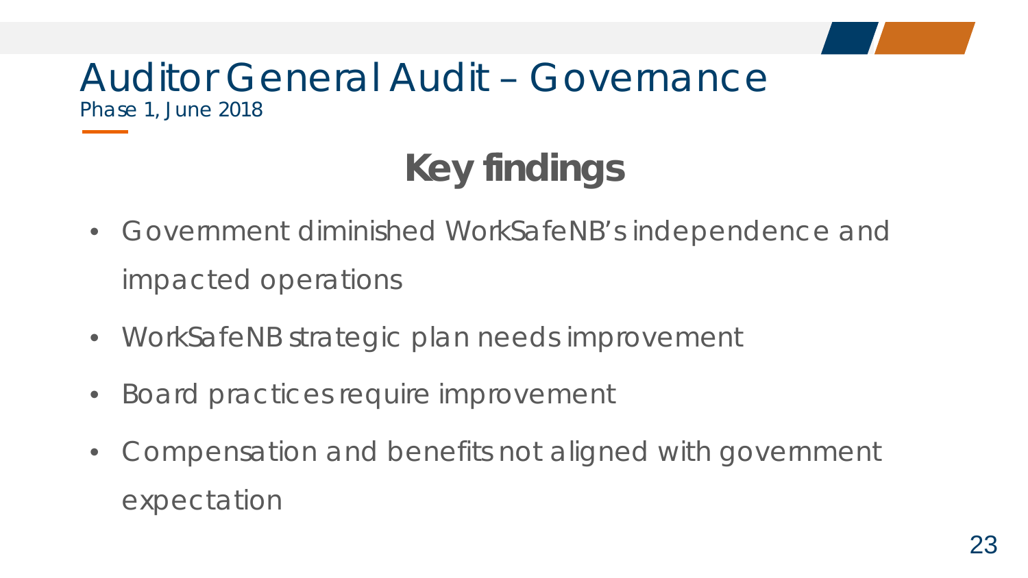# Auditor General Audit – Governance

*Phase 1, June 2018*

## Key findings

- Government diminished WorkSafeNB's independence and impacted operations
- WorkSafeNB strategic plan needs improvement
- Board practices require improvement
- Compensation and benefits not aligned with government expectation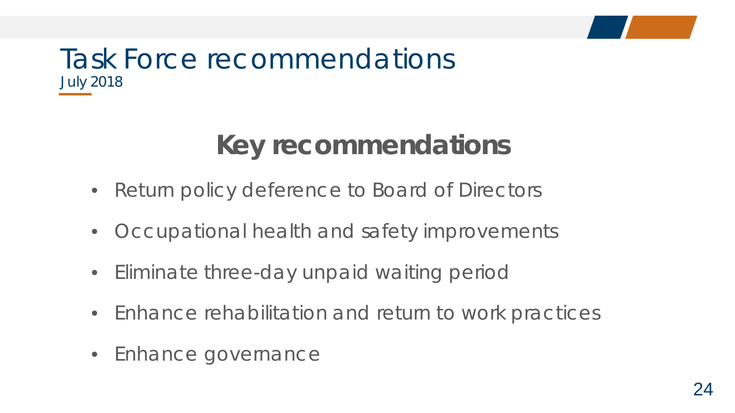# Task Force recommendations

July 2018

## Key recommendations

- Return policy deference to Board of Directors
- Occupational health and safety improvements
- Eliminate three-day unpaid waiting period
- Enhance rehabilitation and return to work practices
- Enhance governance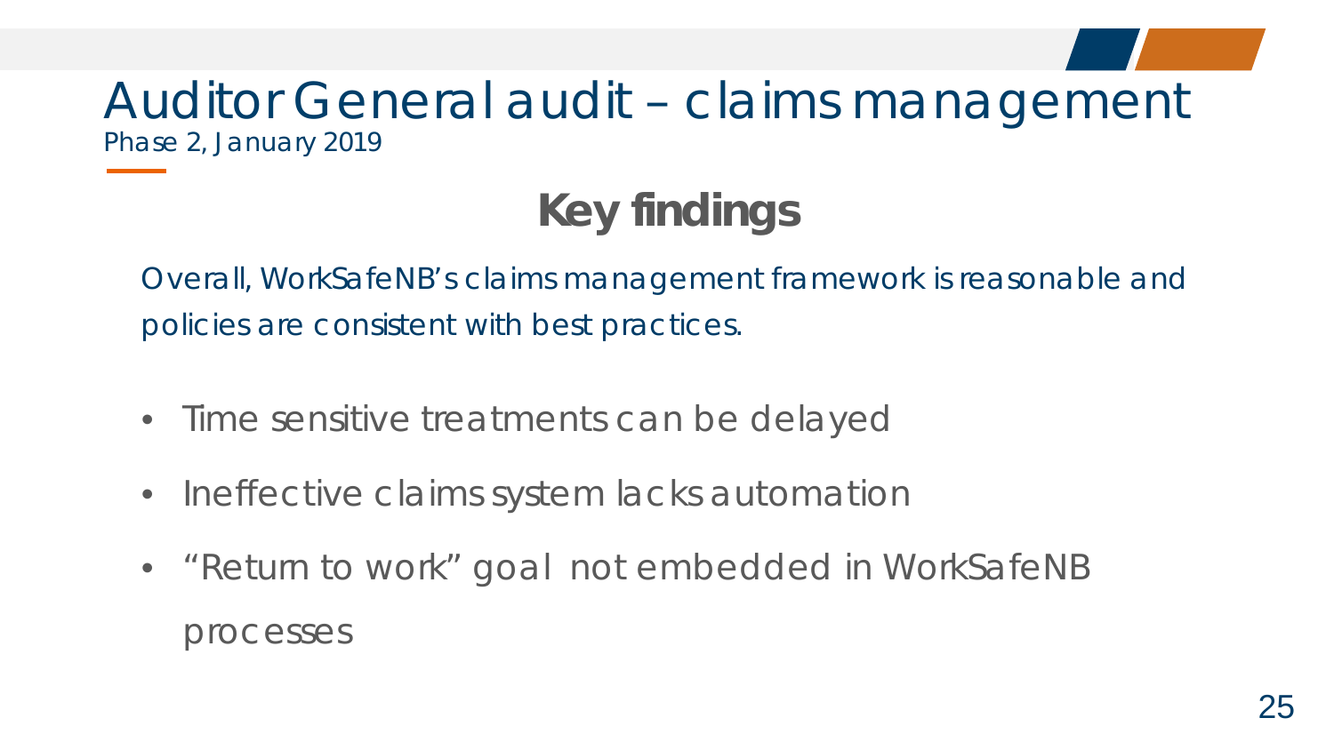# Auditor General audit – claims management

*Phase 2, January 2019*

## Key findings

Overall, WorkSafeNB's claims management framework is reasonable and policies are consistent with best practices.

- Time sensitive treatments can be delayed
- Ineffective claims system lacks automation
- "Return to work" goal not embedded in WorkSafeNB processes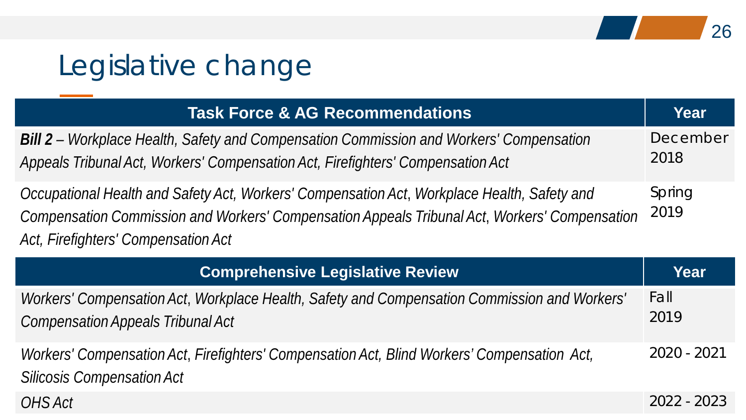# Legislative change

| Task Force & AG Recommendations | Year |
|---|---|
| ***Bill 2*** *– Workplace Health, Safety and Compensation Commission and Workers' Compensation Appeals Tribunal Act, Workers' Compensation Act, Firefighters' Compensation Act* | December 2018 |
| *Occupational Health and Safety Act, Workers' Compensation Act, Workplace Health, Safety and Compensation Commission and Workers' Compensation Appeals Tribunal Act, Workers' Compensation Act, Firefighters' Compensation Act* | Spring 2019 |

| Comprehensive Legislative Review | Year |
|---|---|
| *Workers' Compensation Act, Workplace Health, Safety and Compensation Commission and Workers' Compensation Appeals Tribunal Act* | Fall 2019 |
| *Workers' Compensation Act, Firefighters' Compensation Act, Blind Workers' Compensation Act, Silicosis Compensation Act* | 2020 - 2021 |
| *OHS Act* | 2022 - 2023 |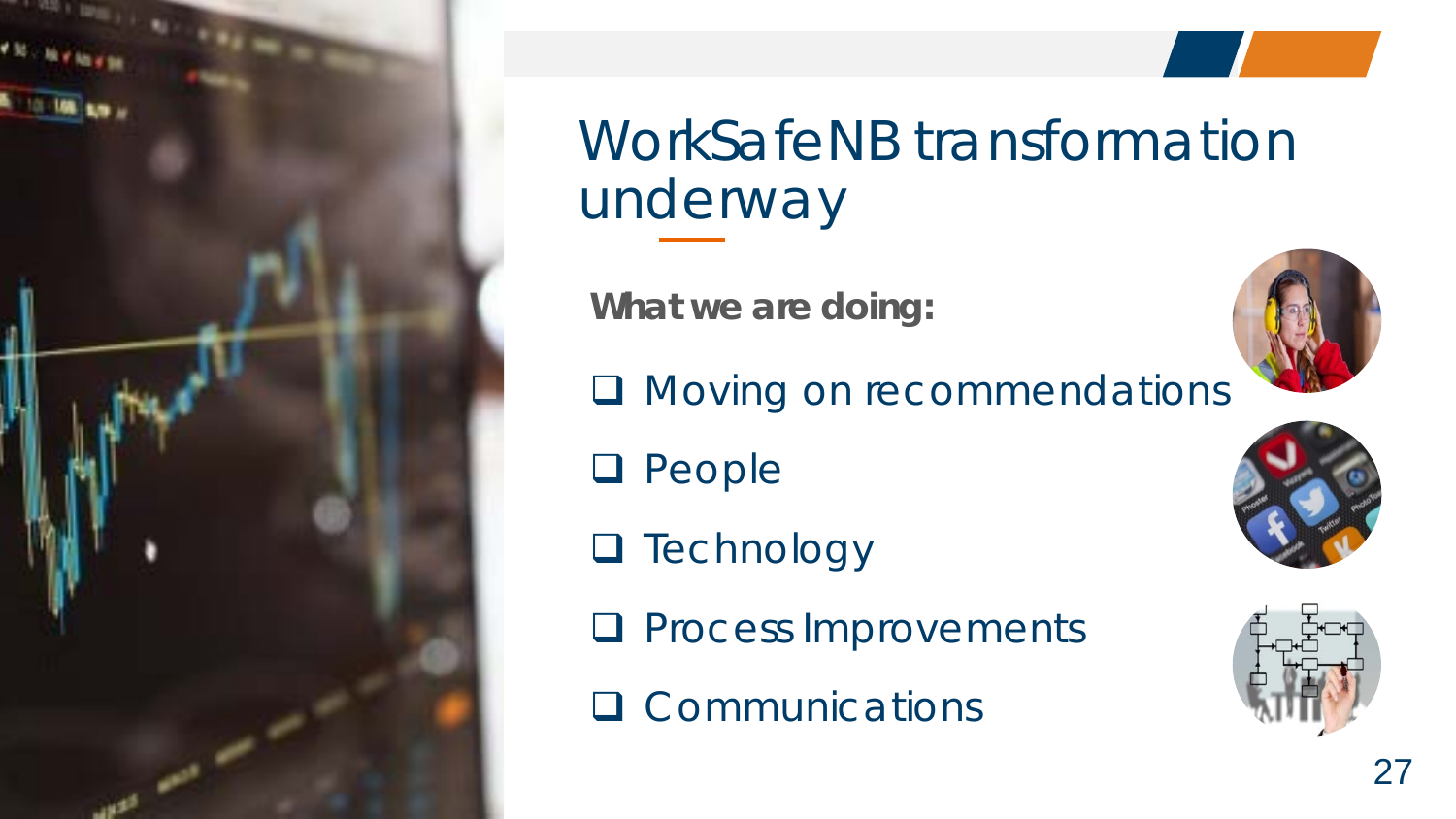# WorkSafeNB transformation underway

**What we are doing:**

- Moving on recommendations
- People
- Technology
- Process Improvements
- Communications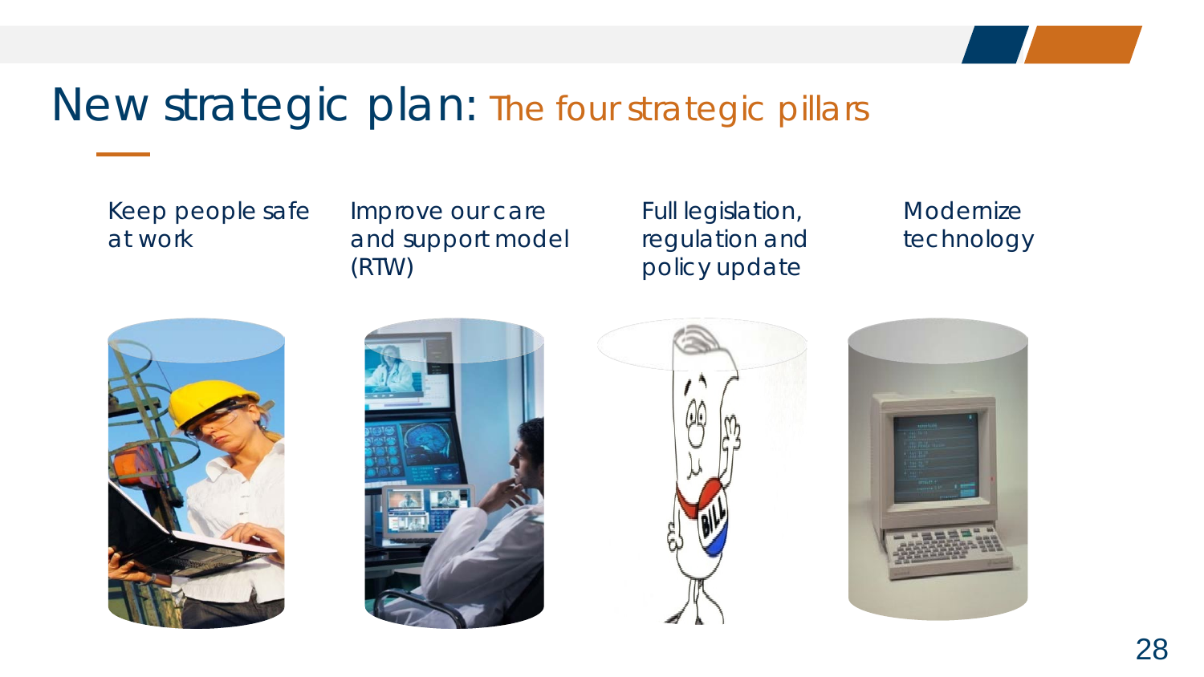# New strategic plan: The four strategic pillars

- Keep people safe at work
- Improve our care and support model (RTW)
- Full legislation, regulation and policy update
- Modernize technology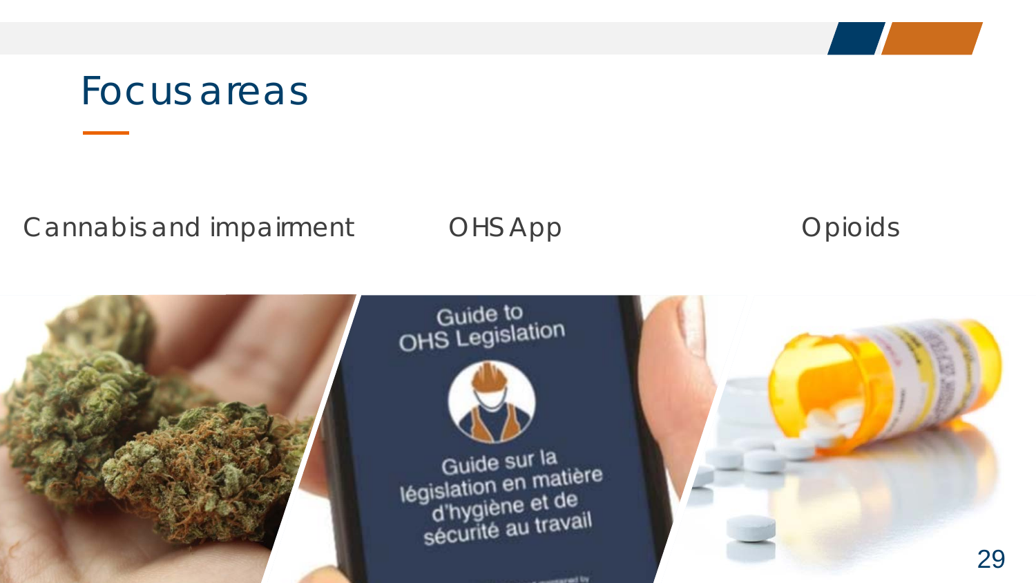# Focus areas

Cannabis and impairment

OHS App

Opioids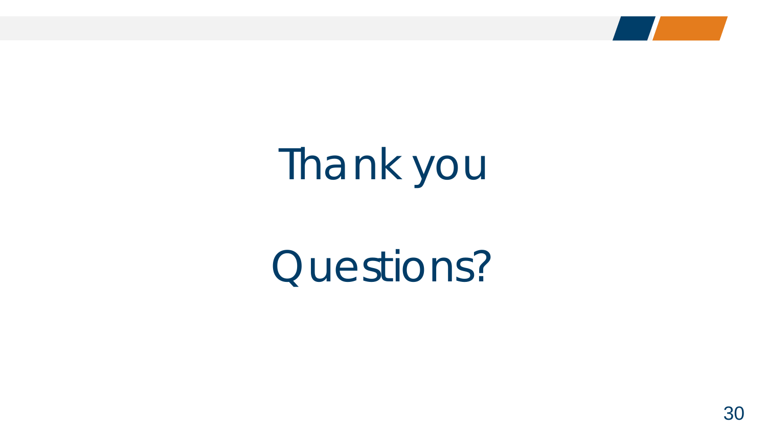# Thank you

# Questions?